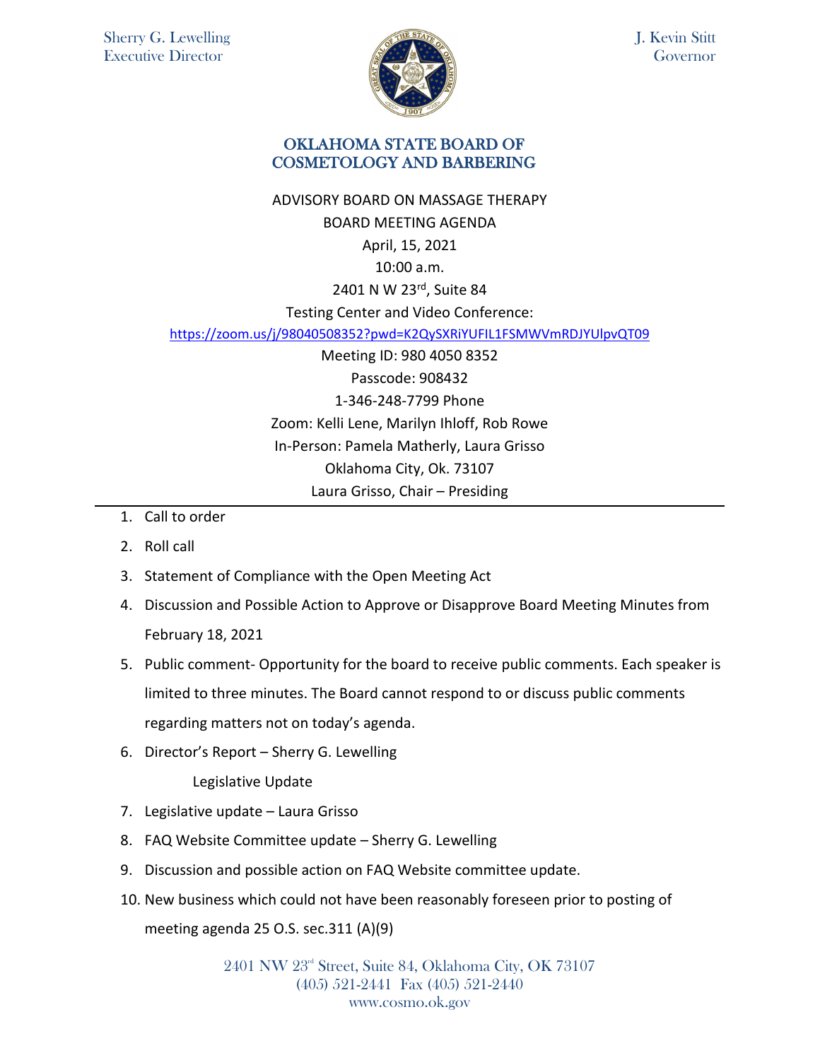Sherry G. Lewelling
Executive Director

J. Kevin Stitt
Governor

# OKLAHOMA STATE BOARD OF COSMETOLOGY AND BARBERING

ADVISORY BOARD ON MASSAGE THERAPY

BOARD MEETING AGENDA

April, 15, 2021

10:00 a.m.

2401 N W 23rd, Suite 84

Testing Center and Video Conference:

https://zoom.us/j/98040508352?pwd=K2QySXRiYUFIL1FSMWVmRDJYUlpvQT09

Meeting ID: 980 4050 8352

Passcode: 908432

1-346-248-7799 Phone

Zoom: Kelli Lene, Marilyn Ihloff, Rob Rowe

In-Person: Pamela Matherly, Laura Grisso

Oklahoma City, Ok. 73107

Laura Grisso, Chair – Presiding

---

1. Call to order
2. Roll call
3. Statement of Compliance with the Open Meeting Act
4. Discussion and Possible Action to Approve or Disapprove Board Meeting Minutes from February 18, 2021
5. Public comment- Opportunity for the board to receive public comments. Each speaker is limited to three minutes. The Board cannot respond to or discuss public comments regarding matters not on today's agenda.
6. Director's Report – Sherry G. Lewelling

   Legislative Update
7. Legislative update – Laura Grisso
8. FAQ Website Committee update – Sherry G. Lewelling
9. Discussion and possible action on FAQ Website committee update.
10. New business which could not have been reasonably foreseen prior to posting of meeting agenda 25 O.S. sec.311 (A)(9)

2401 NW 23rd Street, Suite 84, Oklahoma City, OK 73107
(405) 521-2441 Fax (405) 521-2440
www.cosmo.ok.gov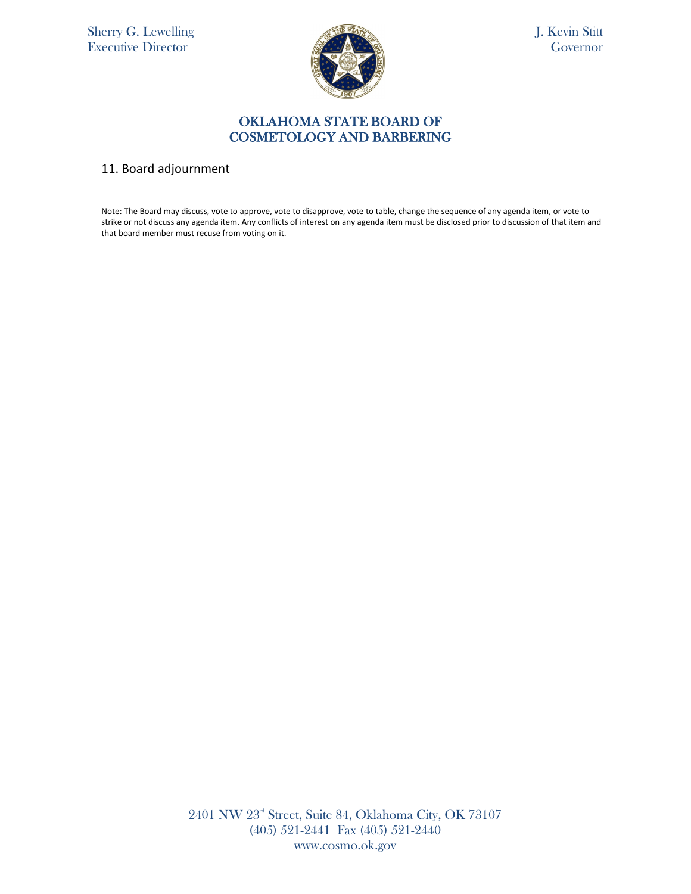Sherry G. Lewelling
Executive Director

J. Kevin Stitt
Governor

# OKLAHOMA STATE BOARD OF COSMETOLOGY AND BARBERING

11. Board adjournment

Note: The Board may discuss, vote to approve, vote to disapprove, vote to table, change the sequence of any agenda item, or vote to strike or not discuss any agenda item. Any conflicts of interest on any agenda item must be disclosed prior to discussion of that item and that board member must recuse from voting on it.

2401 NW 23rd Street, Suite 84, Oklahoma City, OK 73107
(405) 521-2441 Fax (405) 521-2440
www.cosmo.ok.gov